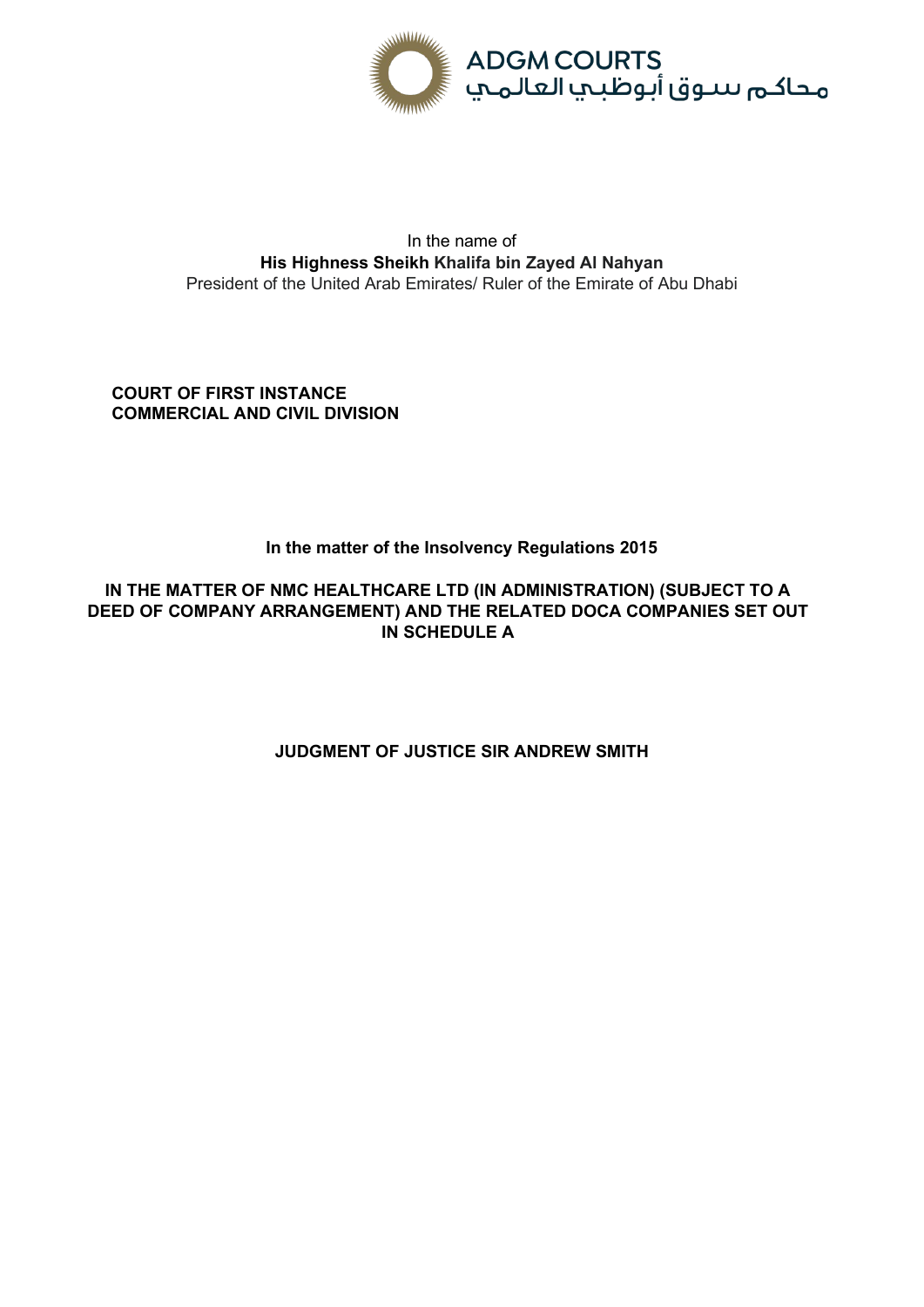ADGM COURTS
محاكم سوق أبوظبي العالمي

In the name of
**His Highness Sheikh Khalifa bin Zayed Al Nahyan**
President of the United Arab Emirates/ Ruler of the Emirate of Abu Dhabi

**COURT OF FIRST INSTANCE**
**COMMERCIAL AND CIVIL DIVISION**

**In the matter of the Insolvency Regulations 2015**

**IN THE MATTER OF NMC HEALTHCARE LTD (IN ADMINISTRATION) (SUBJECT TO A DEED OF COMPANY ARRANGEMENT) AND THE RELATED DOCA COMPANIES SET OUT IN SCHEDULE A**

**JUDGMENT OF JUSTICE SIR ANDREW SMITH**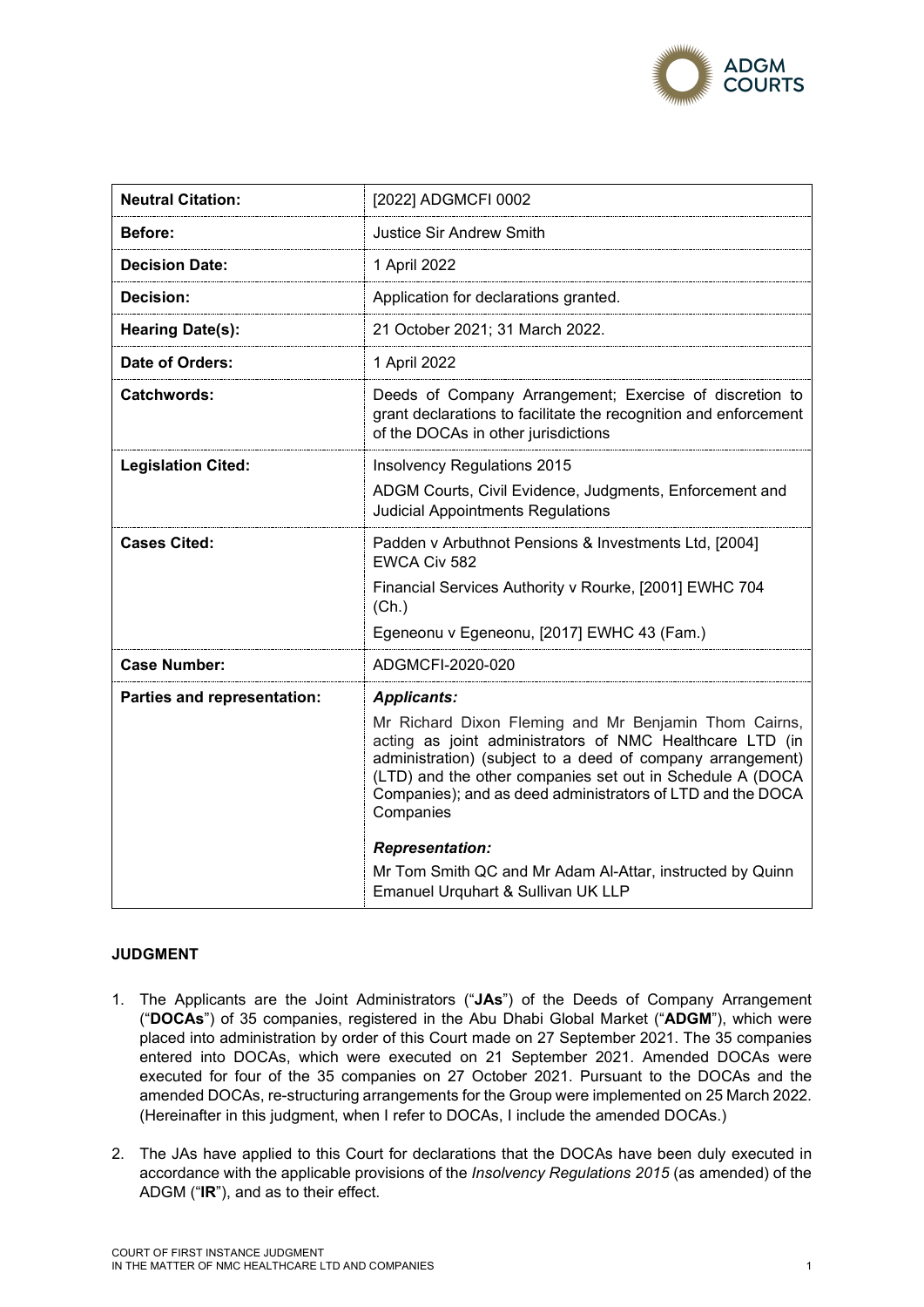| Neutral Citation: | [2022] ADGMCFI 0002 |
| --- | --- |
| Before: | Justice Sir Andrew Smith |
| Decision Date: | 1 April 2022 |
| Decision: | Application for declarations granted. |
| Hearing Date(s): | 21 October 2021; 31 March 2022. |
| Date of Orders: | 1 April 2022 |
| Catchwords: | Deeds of Company Arrangement; Exercise of discretion to grant declarations to facilitate the recognition and enforcement of the DOCAs in other jurisdictions |
| Legislation Cited: | Insolvency Regulations 2015<br>ADGM Courts, Civil Evidence, Judgments, Enforcement and Judicial Appointments Regulations |
| Cases Cited: | Padden v Arbuthnot Pensions & Investments Ltd, [2004] EWCA Civ 582<br>Financial Services Authority v Rourke, [2001] EWHC 704 (Ch.)<br>Egeneonu v Egeneonu, [2017] EWHC 43 (Fam.) |
| Case Number: | ADGMCFI-2020-020 |
| Parties and representation: | ***Applicants:***<br>Mr Richard Dixon Fleming and Mr Benjamin Thom Cairns, acting as joint administrators of NMC Healthcare LTD (in administration) (subject to a deed of company arrangement) (LTD) and the other companies set out in Schedule A (DOCA Companies); and as deed administrators of LTD and the DOCA Companies<br>***Representation:***<br>Mr Tom Smith QC and Mr Adam Al-Attar, instructed by Quinn Emanuel Urquhart & Sullivan UK LLP |

## JUDGMENT

1. The Applicants are the Joint Administrators ("**JAs**") of the Deeds of Company Arrangement ("**DOCAs**") of 35 companies, registered in the Abu Dhabi Global Market ("**ADGM**"), which were placed into administration by order of this Court made on 27 September 2021. The 35 companies entered into DOCAs, which were executed on 21 September 2021. Amended DOCAs were executed for four of the 35 companies on 27 October 2021. Pursuant to the DOCAs and the amended DOCAs, re-structuring arrangements for the Group were implemented on 25 March 2022. (Hereinafter in this judgment, when I refer to DOCAs, I include the amended DOCAs.)

2. The JAs have applied to this Court for declarations that the DOCAs have been duly executed in accordance with the applicable provisions of the *Insolvency Regulations 2015* (as amended) of the ADGM ("**IR**"), and as to their effect.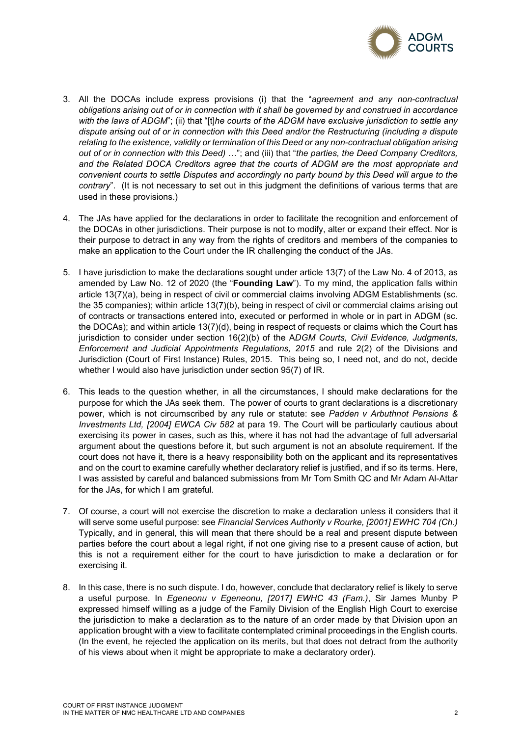3. All the DOCAs include express provisions (i) that the "*agreement and any non-contractual obligations arising out of or in connection with it shall be governed by and construed in accordance with the laws of ADGM*"; (ii) that "[t]*he courts of the ADGM have exclusive jurisdiction to settle any dispute arising out of or in connection with this Deed and/or the Restructuring (including a dispute relating to the existence, validity or termination of this Deed or any non-contractual obligation arising out of or in connection with this Deed)* …"; and (iii) that "*the parties, the Deed Company Creditors, and the Related DOCA Creditors agree that the courts of ADGM are the most appropriate and convenient courts to settle Disputes and accordingly no party bound by this Deed will argue to the contrary*". (It is not necessary to set out in this judgment the definitions of various terms that are used in these provisions.)

4. The JAs have applied for the declarations in order to facilitate the recognition and enforcement of the DOCAs in other jurisdictions. Their purpose is not to modify, alter or expand their effect. Nor is their purpose to detract in any way from the rights of creditors and members of the companies to make an application to the Court under the IR challenging the conduct of the JAs.

5. I have jurisdiction to make the declarations sought under article 13(7) of the Law No. 4 of 2013, as amended by Law No. 12 of 2020 (the "**Founding Law**"). To my mind, the application falls within article 13(7)(a), being in respect of civil or commercial claims involving ADGM Establishments (sc. the 35 companies); within article 13(7)(b), being in respect of civil or commercial claims arising out of contracts or transactions entered into, executed or performed in whole or in part in ADGM (sc. the DOCAs); and within article 13(7)(d), being in respect of requests or claims which the Court has jurisdiction to consider under section 16(2)(b) of the A*DGM Courts, Civil Evidence, Judgments, Enforcement and Judicial Appointments Regulations, 2015* and rule 2(2) of the Divisions and Jurisdiction (Court of First Instance) Rules, 2015. This being so, I need not, and do not, decide whether I would also have jurisdiction under section 95(7) of IR.

6. This leads to the question whether, in all the circumstances, I should make declarations for the purpose for which the JAs seek them. The power of courts to grant declarations is a discretionary power, which is not circumscribed by any rule or statute: see *Padden v Arbuthnot Pensions & Investments Ltd, [2004] EWCA Civ 582* at para 19. The Court will be particularly cautious about exercising its power in cases, such as this, where it has not had the advantage of full adversarial argument about the questions before it, but such argument is not an absolute requirement. If the court does not have it, there is a heavy responsibility both on the applicant and its representatives and on the court to examine carefully whether declaratory relief is justified, and if so its terms. Here, I was assisted by careful and balanced submissions from Mr Tom Smith QC and Mr Adam Al-Attar for the JAs, for which I am grateful.

7. Of course, a court will not exercise the discretion to make a declaration unless it considers that it will serve some useful purpose: see *Financial Services Authority v Rourke, [2001] EWHC 704 (Ch.)* Typically, and in general, this will mean that there should be a real and present dispute between parties before the court about a legal right, if not one giving rise to a present cause of action, but this is not a requirement either for the court to have jurisdiction to make a declaration or for exercising it.

8. In this case, there is no such dispute. I do, however, conclude that declaratory relief is likely to serve a useful purpose. In *Egeneonu v Egeneonu, [2017] EWHC 43 (Fam.)*, Sir James Munby P expressed himself willing as a judge of the Family Division of the English High Court to exercise the jurisdiction to make a declaration as to the nature of an order made by that Division upon an application brought with a view to facilitate contemplated criminal proceedings in the English courts. (In the event, he rejected the application on its merits, but that does not detract from the authority of his views about when it might be appropriate to make a declaratory order).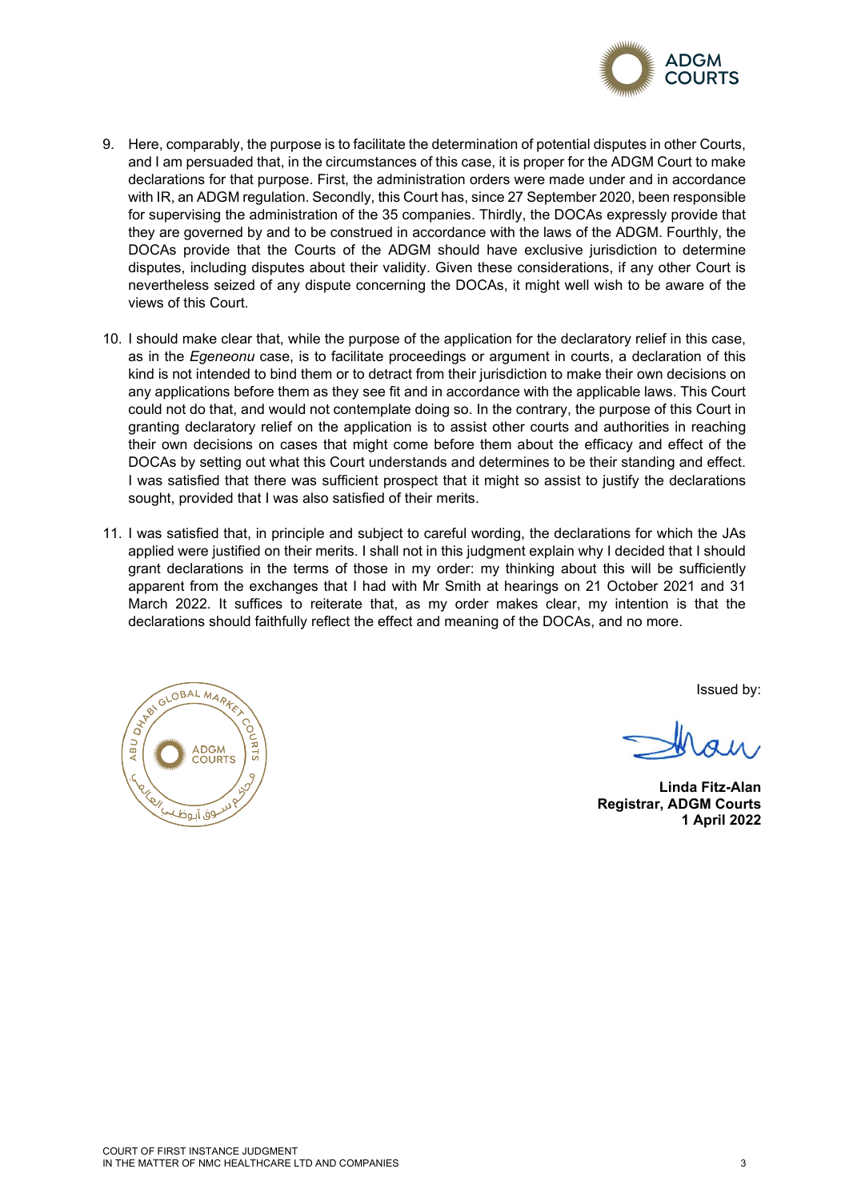9. Here, comparably, the purpose is to facilitate the determination of potential disputes in other Courts, and I am persuaded that, in the circumstances of this case, it is proper for the ADGM Court to make declarations for that purpose. First, the administration orders were made under and in accordance with IR, an ADGM regulation. Secondly, this Court has, since 27 September 2020, been responsible for supervising the administration of the 35 companies. Thirdly, the DOCAs expressly provide that they are governed by and to be construed in accordance with the laws of the ADGM. Fourthly, the DOCAs provide that the Courts of the ADGM should have exclusive jurisdiction to determine disputes, including disputes about their validity. Given these considerations, if any other Court is nevertheless seized of any dispute concerning the DOCAs, it might well wish to be aware of the views of this Court.

10. I should make clear that, while the purpose of the application for the declaratory relief in this case, as in the *Egeneonu* case, is to facilitate proceedings or argument in courts, a declaration of this kind is not intended to bind them or to detract from their jurisdiction to make their own decisions on any applications before them as they see fit and in accordance with the applicable laws. This Court could not do that, and would not contemplate doing so. In the contrary, the purpose of this Court in granting declaratory relief on the application is to assist other courts and authorities in reaching their own decisions on cases that might come before them about the efficacy and effect of the DOCAs by setting out what this Court understands and determines to be their standing and effect. I was satisfied that there was sufficient prospect that it might so assist to justify the declarations sought, provided that I was also satisfied of their merits.

11. I was satisfied that, in principle and subject to careful wording, the declarations for which the JAs applied were justified on their merits. I shall not in this judgment explain why I decided that I should grant declarations in the terms of those in my order: my thinking about this will be sufficiently apparent from the exchanges that I had with Mr Smith at hearings on 21 October 2021 and 31 March 2022. It suffices to reiterate that, as my order makes clear, my intention is that the declarations should faithfully reflect the effect and meaning of the DOCAs, and no more.

Issued by:

**Linda Fitz-Alan**
**Registrar, ADGM Courts**
**1 April 2022**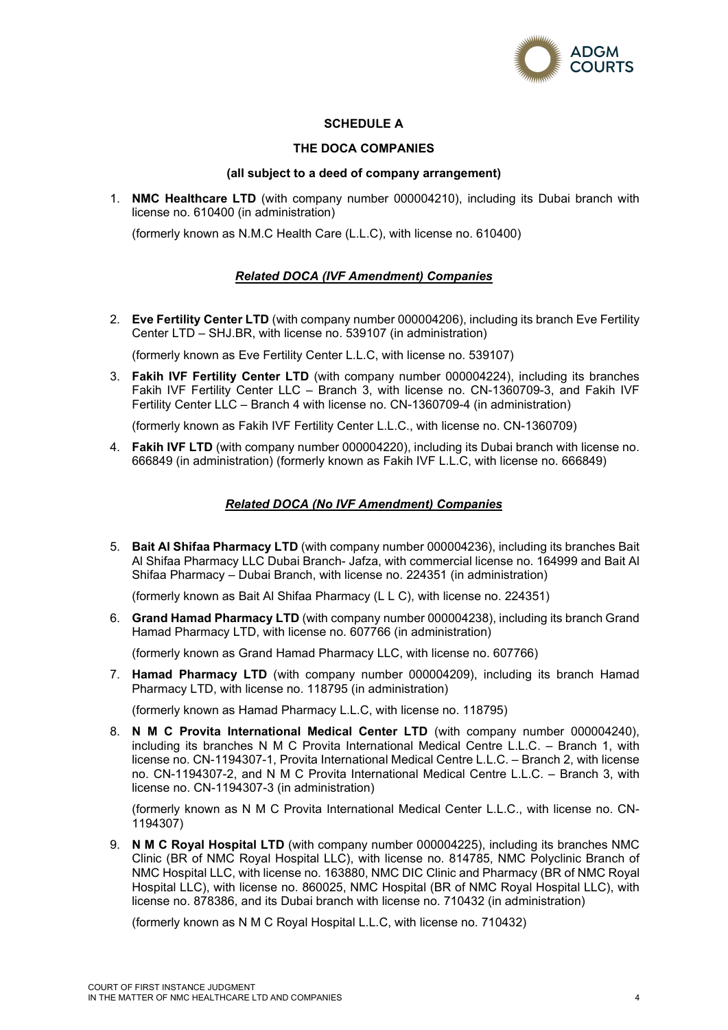## SCHEDULE A

## THE DOCA COMPANIES

**(all subject to a deed of company arrangement)**

1. **NMC Healthcare LTD** (with company number 000004210), including its Dubai branch with license no. 610400 (in administration)

   (formerly known as N.M.C Health Care (L.L.C), with license no. 610400)

### ***Related DOCA (IVF Amendment) Companies***

2. **Eve Fertility Center LTD** (with company number 000004206), including its branch Eve Fertility Center LTD – SHJ.BR, with license no. 539107 (in administration)

   (formerly known as Eve Fertility Center L.L.C, with license no. 539107)

3. **Fakih IVF Fertility Center LTD** (with company number 000004224), including its branches Fakih IVF Fertility Center LLC – Branch 3, with license no. CN-1360709-3, and Fakih IVF Fertility Center LLC – Branch 4 with license no. CN-1360709-4 (in administration)

   (formerly known as Fakih IVF Fertility Center L.L.C., with license no. CN-1360709)

4. **Fakih IVF LTD** (with company number 000004220), including its Dubai branch with license no. 666849 (in administration) (formerly known as Fakih IVF L.L.C, with license no. 666849)

### ***Related DOCA (No IVF Amendment) Companies***

5. **Bait Al Shifaa Pharmacy LTD** (with company number 000004236), including its branches Bait Al Shifaa Pharmacy LLC Dubai Branch- Jafza, with commercial license no. 164999 and Bait Al Shifaa Pharmacy – Dubai Branch, with license no. 224351 (in administration)

   (formerly known as Bait Al Shifaa Pharmacy (L L C), with license no. 224351)

6. **Grand Hamad Pharmacy LTD** (with company number 000004238), including its branch Grand Hamad Pharmacy LTD, with license no. 607766 (in administration)

   (formerly known as Grand Hamad Pharmacy LLC, with license no. 607766)

7. **Hamad Pharmacy LTD** (with company number 000004209), including its branch Hamad Pharmacy LTD, with license no. 118795 (in administration)

   (formerly known as Hamad Pharmacy L.L.C, with license no. 118795)

8. **N M C Provita International Medical Center LTD** (with company number 000004240), including its branches N M C Provita International Medical Centre L.L.C. – Branch 1, with license no. CN-1194307-1, Provita International Medical Centre L.L.C. – Branch 2, with license no. CN-1194307-2, and N M C Provita International Medical Centre L.L.C. – Branch 3, with license no. CN-1194307-3 (in administration)

   (formerly known as N M C Provita International Medical Center L.L.C., with license no. CN-1194307)

9. **N M C Royal Hospital LTD** (with company number 000004225), including its branches NMC Clinic (BR of NMC Royal Hospital LLC), with license no. 814785, NMC Polyclinic Branch of NMC Hospital LLC, with license no. 163880, NMC DIC Clinic and Pharmacy (BR of NMC Royal Hospital LLC), with license no. 860025, NMC Hospital (BR of NMC Royal Hospital LLC), with license no. 878386, and its Dubai branch with license no. 710432 (in administration)

   (formerly known as N M C Royal Hospital L.L.C, with license no. 710432)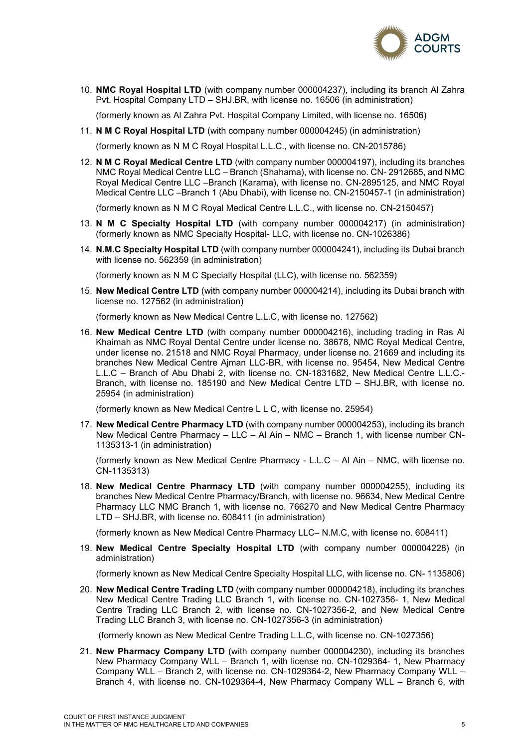10. **NMC Royal Hospital LTD** (with company number 000004237), including its branch Al Zahra Pvt. Hospital Company LTD – SHJ.BR, with license no. 16506 (in administration)

    (formerly known as Al Zahra Pvt. Hospital Company Limited, with license no. 16506)

11. **N M C Royal Hospital LTD** (with company number 000004245) (in administration)

    (formerly known as N M C Royal Hospital L.L.C., with license no. CN-2015786)

12. **N M C Royal Medical Centre LTD** (with company number 000004197), including its branches NMC Royal Medical Centre LLC – Branch (Shahama), with license no. CN- 2912685, and NMC Royal Medical Centre LLC –Branch (Karama), with license no. CN-2895125, and NMC Royal Medical Centre LLC –Branch 1 (Abu Dhabi), with license no. CN-2150457-1 (in administration)

    (formerly known as N M C Royal Medical Centre L.L.C., with license no. CN-2150457)

13. **N M C Specialty Hospital LTD** (with company number 000004217) (in administration) (formerly known as NMC Specialty Hospital- LLC, with license no. CN-1026386)

14. **N.M.C Specialty Hospital LTD** (with company number 000004241), including its Dubai branch with license no. 562359 (in administration)

    (formerly known as N M C Specialty Hospital (LLC), with license no. 562359)

15. **New Medical Centre LTD** (with company number 000004214), including its Dubai branch with license no. 127562 (in administration)

    (formerly known as New Medical Centre L.L.C, with license no. 127562)

16. **New Medical Centre LTD** (with company number 000004216), including trading in Ras Al Khaimah as NMC Royal Dental Centre under license no. 38678, NMC Royal Medical Centre, under license no. 21518 and NMC Royal Pharmacy, under license no. 21669 and including its branches New Medical Centre Ajman LLC-BR, with license no. 95454, New Medical Centre L.L.C – Branch of Abu Dhabi 2, with license no. CN-1831682, New Medical Centre L.L.C.- Branch, with license no. 185190 and New Medical Centre LTD – SHJ.BR, with license no. 25954 (in administration)

    (formerly known as New Medical Centre L L C, with license no. 25954)

17. **New Medical Centre Pharmacy LTD** (with company number 000004253), including its branch New Medical Centre Pharmacy – LLC – Al Ain – NMC – Branch 1, with license number CN-1135313-1 (in administration)

    (formerly known as New Medical Centre Pharmacy - L.L.C – Al Ain – NMC, with license no. CN-1135313)

18. **New Medical Centre Pharmacy LTD** (with company number 000004255), including its branches New Medical Centre Pharmacy/Branch, with license no. 96634, New Medical Centre Pharmacy LLC NMC Branch 1, with license no. 766270 and New Medical Centre Pharmacy LTD – SHJ.BR, with license no. 608411 (in administration)

    (formerly known as New Medical Centre Pharmacy LLC– N.M.C, with license no. 608411)

19. **New Medical Centre Specialty Hospital LTD** (with company number 000004228) (in administration)

    (formerly known as New Medical Centre Specialty Hospital LLC, with license no. CN- 1135806)

20. **New Medical Centre Trading LTD** (with company number 000004218), including its branches New Medical Centre Trading LLC Branch 1, with license no. CN-1027356- 1, New Medical Centre Trading LLC Branch 2, with license no. CN-1027356-2, and New Medical Centre Trading LLC Branch 3, with license no. CN-1027356-3 (in administration)

    (formerly known as New Medical Centre Trading L.L.C, with license no. CN-1027356)

21. **New Pharmacy Company LTD** (with company number 000004230), including its branches New Pharmacy Company WLL – Branch 1, with license no. CN-1029364- 1, New Pharmacy Company WLL – Branch 2, with license no. CN-1029364-2, New Pharmacy Company WLL – Branch 4, with license no. CN-1029364-4, New Pharmacy Company WLL – Branch 6, with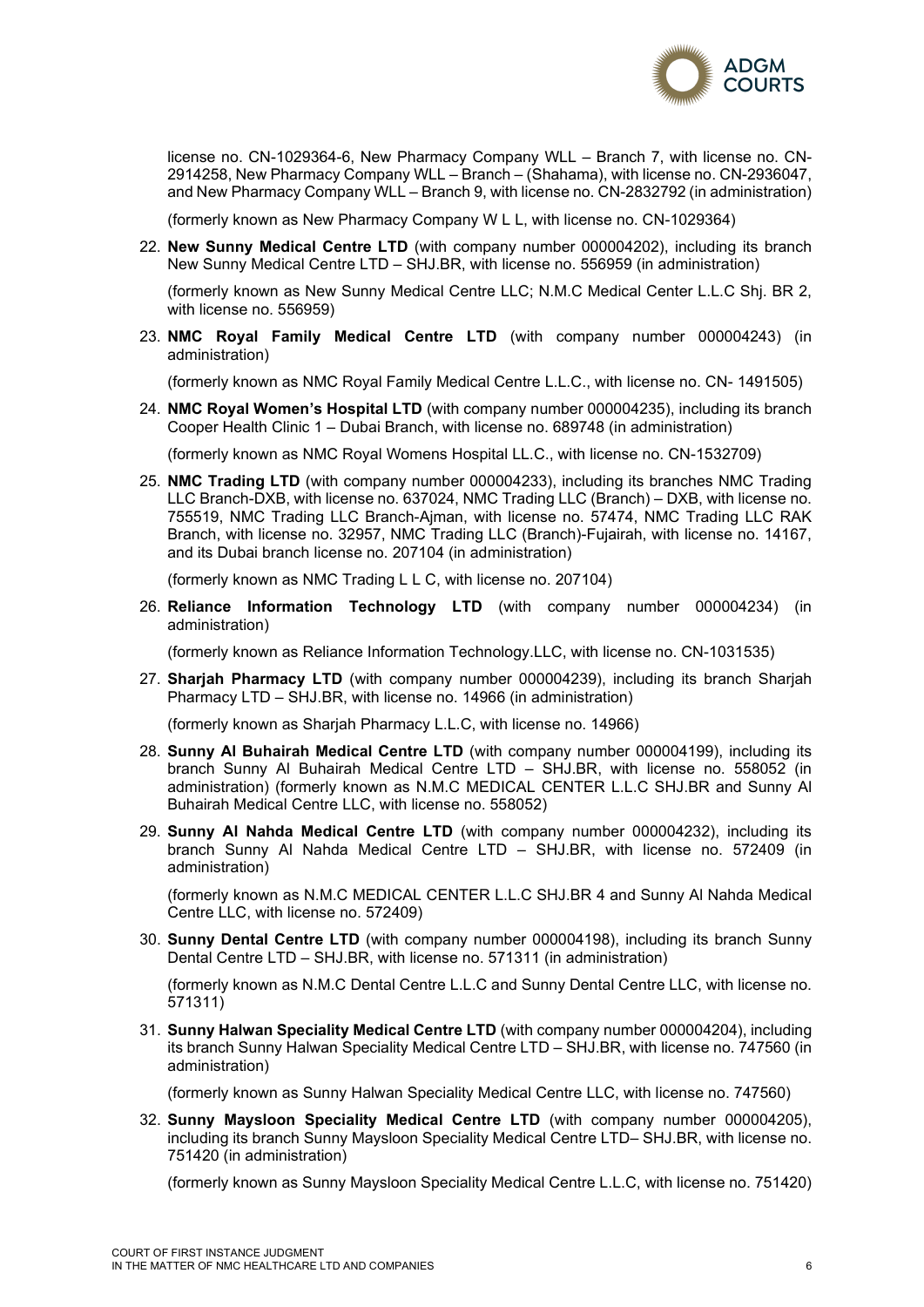license no. CN-1029364-6, New Pharmacy Company WLL – Branch 7, with license no. CN-2914258, New Pharmacy Company WLL – Branch – (Shahama), with license no. CN-2936047, and New Pharmacy Company WLL – Branch 9, with license no. CN-2832792 (in administration)

(formerly known as New Pharmacy Company W L L, with license no. CN-1029364)

22. **New Sunny Medical Centre LTD** (with company number 000004202), including its branch New Sunny Medical Centre LTD – SHJ.BR, with license no. 556959 (in administration)

    (formerly known as New Sunny Medical Centre LLC; N.M.C Medical Center L.L.C Shj. BR 2, with license no. 556959)

23. **NMC Royal Family Medical Centre LTD** (with company number 000004243) (in administration)

    (formerly known as NMC Royal Family Medical Centre L.L.C., with license no. CN- 1491505)

24. **NMC Royal Women's Hospital LTD** (with company number 000004235), including its branch Cooper Health Clinic 1 – Dubai Branch, with license no. 689748 (in administration)

    (formerly known as NMC Royal Womens Hospital LL.C., with license no. CN-1532709)

25. **NMC Trading LTD** (with company number 000004233), including its branches NMC Trading LLC Branch-DXB, with license no. 637024, NMC Trading LLC (Branch) – DXB, with license no. 755519, NMC Trading LLC Branch-Ajman, with license no. 57474, NMC Trading LLC RAK Branch, with license no. 32957, NMC Trading LLC (Branch)-Fujairah, with license no. 14167, and its Dubai branch license no. 207104 (in administration)

    (formerly known as NMC Trading L L C, with license no. 207104)

26. **Reliance Information Technology LTD** (with company number 000004234) (in administration)

    (formerly known as Reliance Information Technology.LLC, with license no. CN-1031535)

27. **Sharjah Pharmacy LTD** (with company number 000004239), including its branch Sharjah Pharmacy LTD – SHJ.BR, with license no. 14966 (in administration)

    (formerly known as Sharjah Pharmacy L.L.C, with license no. 14966)

28. **Sunny Al Buhairah Medical Centre LTD** (with company number 000004199), including its branch Sunny Al Buhairah Medical Centre LTD – SHJ.BR, with license no. 558052 (in administration) (formerly known as N.M.C MEDICAL CENTER L.L.C SHJ.BR and Sunny Al Buhairah Medical Centre LLC, with license no. 558052)

29. **Sunny Al Nahda Medical Centre LTD** (with company number 000004232), including its branch Sunny Al Nahda Medical Centre LTD – SHJ.BR, with license no. 572409 (in administration)

    (formerly known as N.M.C MEDICAL CENTER L.L.C SHJ.BR 4 and Sunny Al Nahda Medical Centre LLC, with license no. 572409)

30. **Sunny Dental Centre LTD** (with company number 000004198), including its branch Sunny Dental Centre LTD – SHJ.BR, with license no. 571311 (in administration)

    (formerly known as N.M.C Dental Centre L.L.C and Sunny Dental Centre LLC, with license no. 571311)

31. **Sunny Halwan Speciality Medical Centre LTD** (with company number 000004204), including its branch Sunny Halwan Speciality Medical Centre LTD – SHJ.BR, with license no. 747560 (in administration)

    (formerly known as Sunny Halwan Speciality Medical Centre LLC, with license no. 747560)

32. **Sunny Maysloon Speciality Medical Centre LTD** (with company number 000004205), including its branch Sunny Maysloon Speciality Medical Centre LTD– SHJ.BR, with license no. 751420 (in administration)

    (formerly known as Sunny Maysloon Speciality Medical Centre L.L.C, with license no. 751420)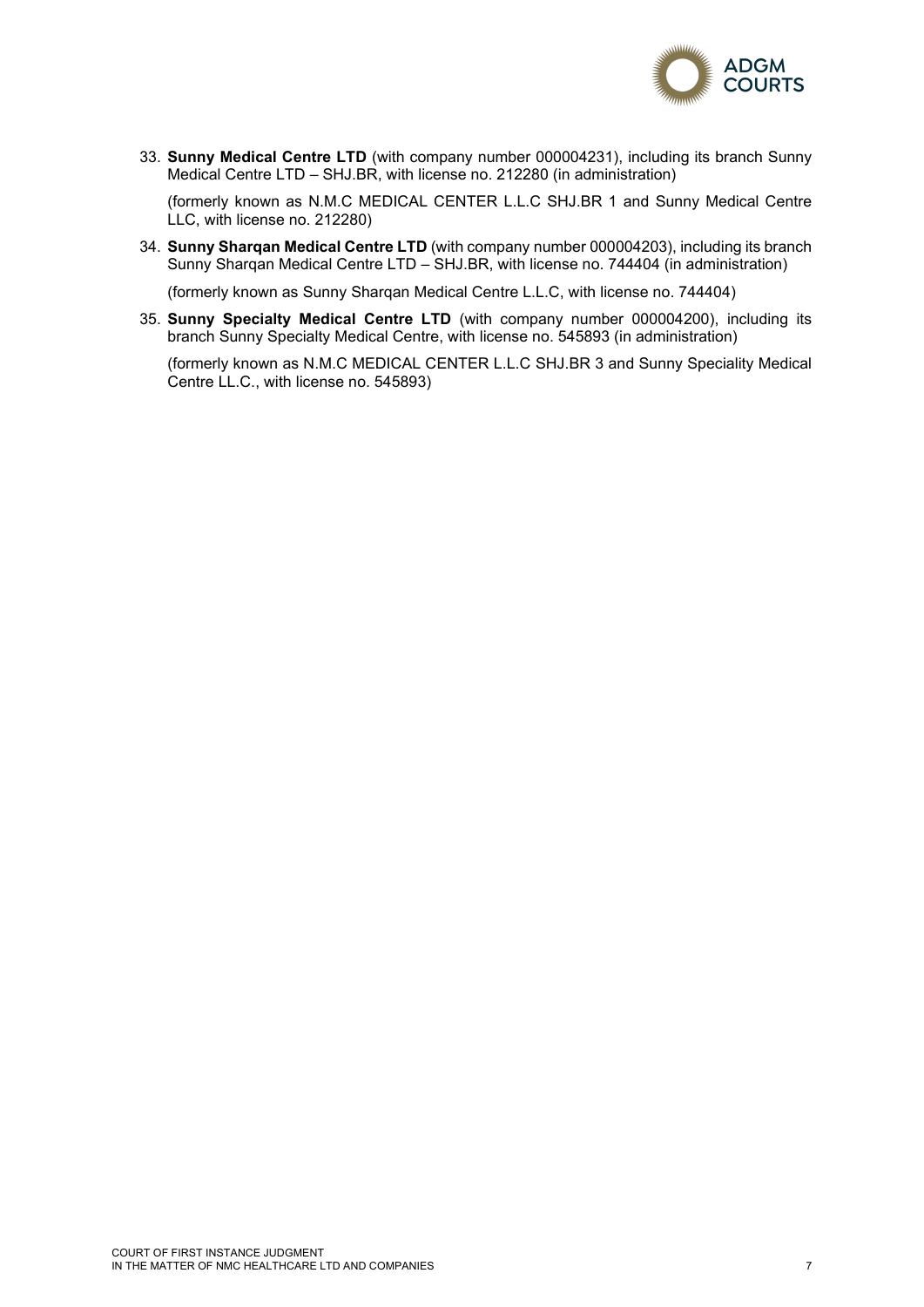33. **Sunny Medical Centre LTD** (with company number 000004231), including its branch Sunny Medical Centre LTD – SHJ.BR, with license no. 212280 (in administration)

    (formerly known as N.M.C MEDICAL CENTER L.L.C SHJ.BR 1 and Sunny Medical Centre LLC, with license no. 212280)

34. **Sunny Sharqan Medical Centre LTD** (with company number 000004203), including its branch Sunny Sharqan Medical Centre LTD – SHJ.BR, with license no. 744404 (in administration)

    (formerly known as Sunny Sharqan Medical Centre L.L.C, with license no. 744404)

35. **Sunny Specialty Medical Centre LTD** (with company number 000004200), including its branch Sunny Specialty Medical Centre, with license no. 545893 (in administration)

    (formerly known as N.M.C MEDICAL CENTER L.L.C SHJ.BR 3 and Sunny Speciality Medical Centre LL.C., with license no. 545893)